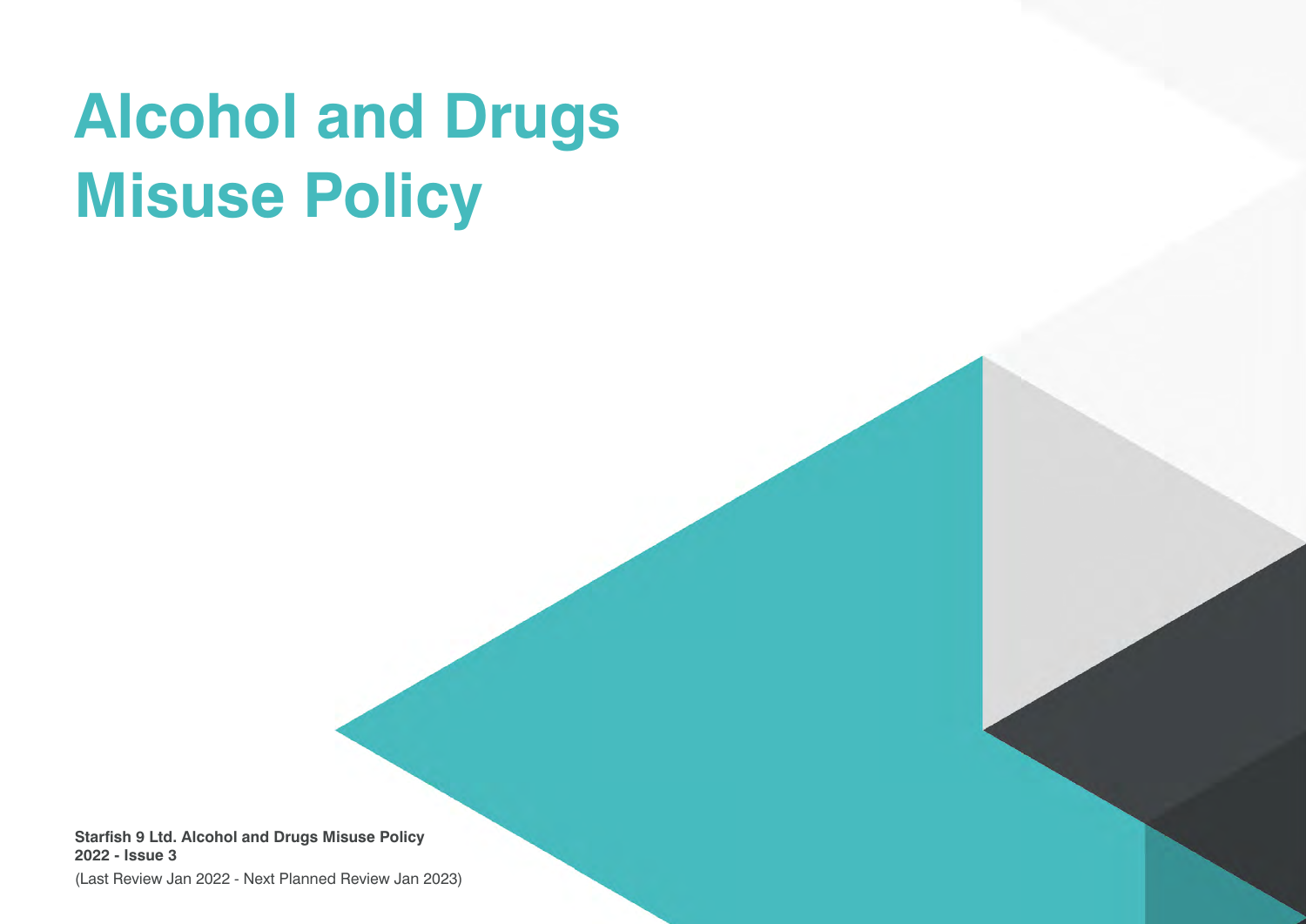# Alcohol and Drugs Misuse Policy

**Starfish 9 Ltd. Alcohol and Drugs Misuse Policy**
**2022 - Issue 3**
(Last Review Jan 2022 - Next Planned Review Jan 2023)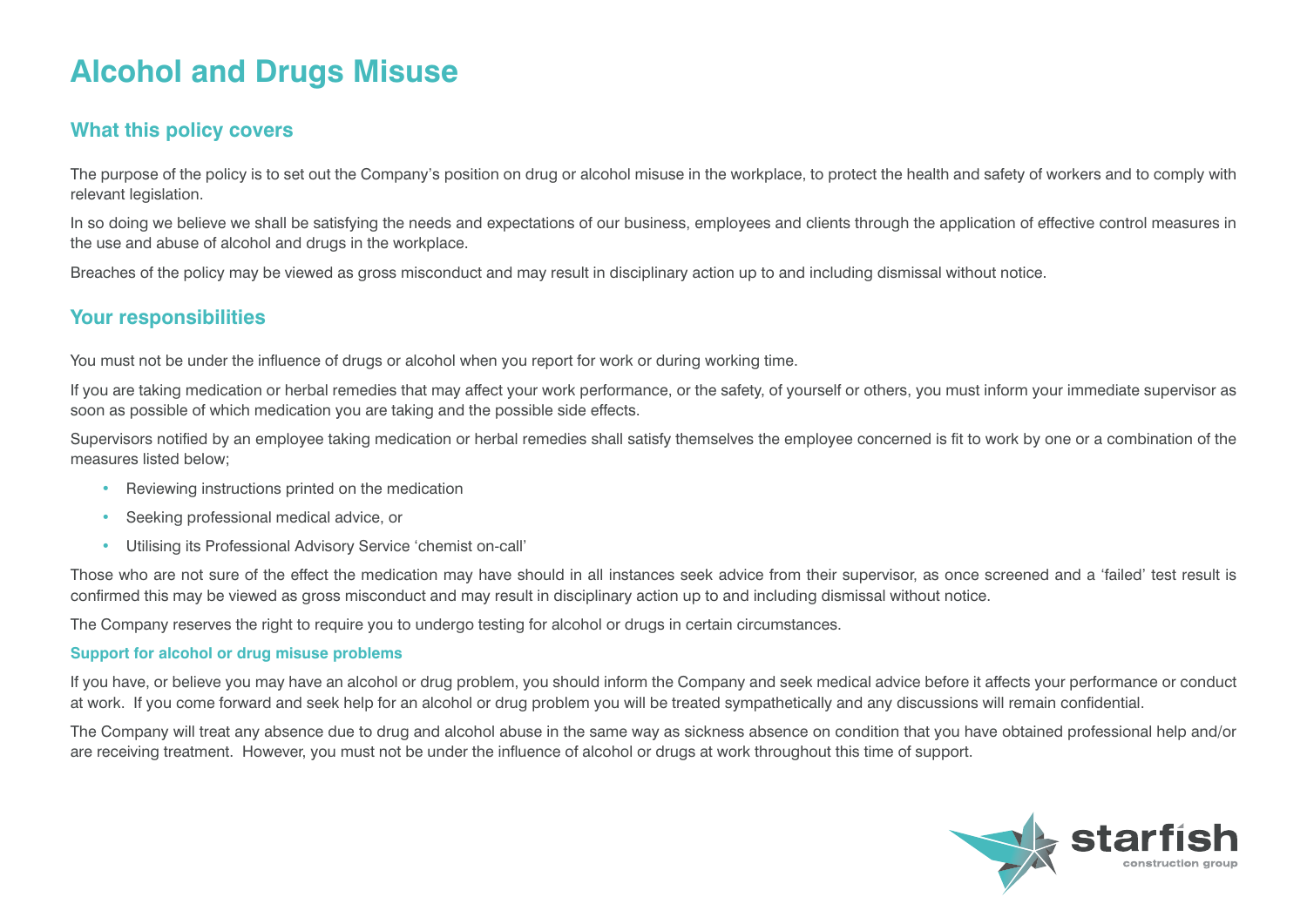# Alcohol and Drugs Misuse

## What this policy covers

The purpose of the policy is to set out the Company's position on drug or alcohol misuse in the workplace, to protect the health and safety of workers and to comply with relevant legislation.

In so doing we believe we shall be satisfying the needs and expectations of our business, employees and clients through the application of effective control measures in the use and abuse of alcohol and drugs in the workplace.

Breaches of the policy may be viewed as gross misconduct and may result in disciplinary action up to and including dismissal without notice.

## Your responsibilities

You must not be under the influence of drugs or alcohol when you report for work or during working time.

If you are taking medication or herbal remedies that may affect your work performance, or the safety, of yourself or others, you must inform your immediate supervisor as soon as possible of which medication you are taking and the possible side effects.

Supervisors notified by an employee taking medication or herbal remedies shall satisfy themselves the employee concerned is fit to work by one or a combination of the measures listed below;

- Reviewing instructions printed on the medication
- Seeking professional medical advice, or
- Utilising its Professional Advisory Service 'chemist on-call'

Those who are not sure of the effect the medication may have should in all instances seek advice from their supervisor, as once screened and a 'failed' test result is confirmed this may be viewed as gross misconduct and may result in disciplinary action up to and including dismissal without notice.

The Company reserves the right to require you to undergo testing for alcohol or drugs in certain circumstances.

### Support for alcohol or drug misuse problems

If you have, or believe you may have an alcohol or drug problem, you should inform the Company and seek medical advice before it affects your performance or conduct at work. If you come forward and seek help for an alcohol or drug problem you will be treated sympathetically and any discussions will remain confidential.

The Company will treat any absence due to drug and alcohol abuse in the same way as sickness absence on condition that you have obtained professional help and/or are receiving treatment. However, you must not be under the influence of alcohol or drugs at work throughout this time of support.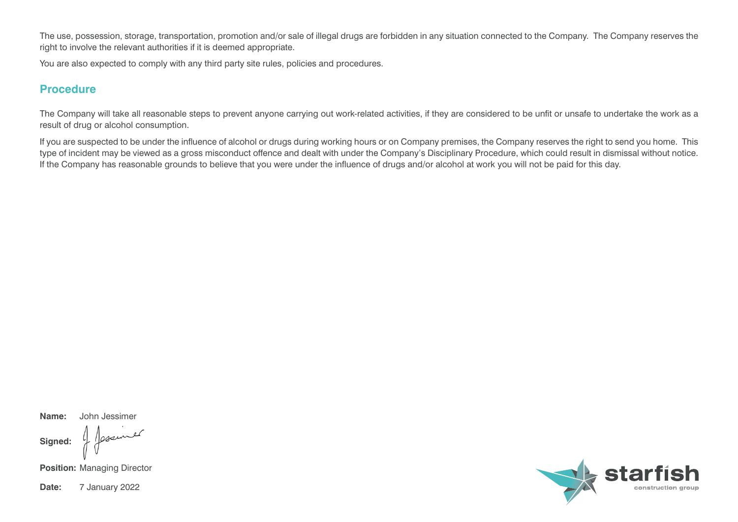The use, possession, storage, transportation, promotion and/or sale of illegal drugs are forbidden in any situation connected to the Company. The Company reserves the right to involve the relevant authorities if it is deemed appropriate.

You are also expected to comply with any third party site rules, policies and procedures.

## Procedure

The Company will take all reasonable steps to prevent anyone carrying out work-related activities, if they are considered to be unfit or unsafe to undertake the work as a result of drug or alcohol consumption.

If you are suspected to be under the influence of alcohol or drugs during working hours or on Company premises, the Company reserves the right to send you home. This type of incident may be viewed as a gross misconduct offence and dealt with under the Company's Disciplinary Procedure, which could result in dismissal without notice. If the Company has reasonable grounds to believe that you were under the influence of drugs and/or alcohol at work you will not be paid for this day.

**Name:** John Jessimer

**Signed:** J Jessimer

**Position:** Managing Director

**Date:** 7 January 2022

starfish construction group